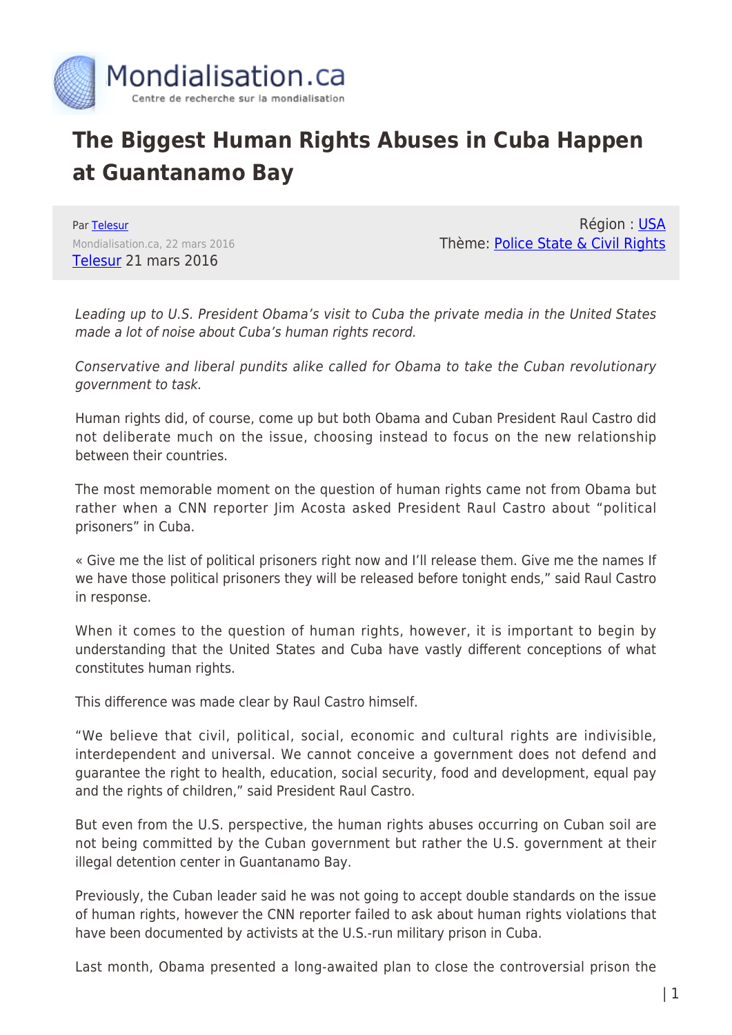# The Biggest Human Rights Abuses in Cuba Happen at Guantanamo Bay

Par Telesur
Mondialisation.ca, 22 mars 2016
Telesur 21 mars 2016

Région : USA
Thème: Police State & Civil Rights

*Leading up to U.S. President Obama's visit to Cuba the private media in the United States made a lot of noise about Cuba's human rights record.*

*Conservative and liberal pundits alike called for Obama to take the Cuban revolutionary government to task.*

Human rights did, of course, come up but both Obama and Cuban President Raul Castro did not deliberate much on the issue, choosing instead to focus on the new relationship between their countries.

The most memorable moment on the question of human rights came not from Obama but rather when a CNN reporter Jim Acosta asked President Raul Castro about "political prisoners" in Cuba.

« Give me the list of political prisoners right now and I'll release them. Give me the names If we have those political prisoners they will be released before tonight ends," said Raul Castro in response.

When it comes to the question of human rights, however, it is important to begin by understanding that the United States and Cuba have vastly different conceptions of what constitutes human rights.

This difference was made clear by Raul Castro himself.

"We believe that civil, political, social, economic and cultural rights are indivisible, interdependent and universal. We cannot conceive a government does not defend and guarantee the right to health, education, social security, food and development, equal pay and the rights of children," said President Raul Castro.

But even from the U.S. perspective, the human rights abuses occurring on Cuban soil are not being committed by the Cuban government but rather the U.S. government at their illegal detention center in Guantanamo Bay.

Previously, the Cuban leader said he was not going to accept double standards on the issue of human rights, however the CNN reporter failed to ask about human rights violations that have been documented by activists at the U.S.-run military prison in Cuba.

Last month, Obama presented a long-awaited plan to close the controversial prison the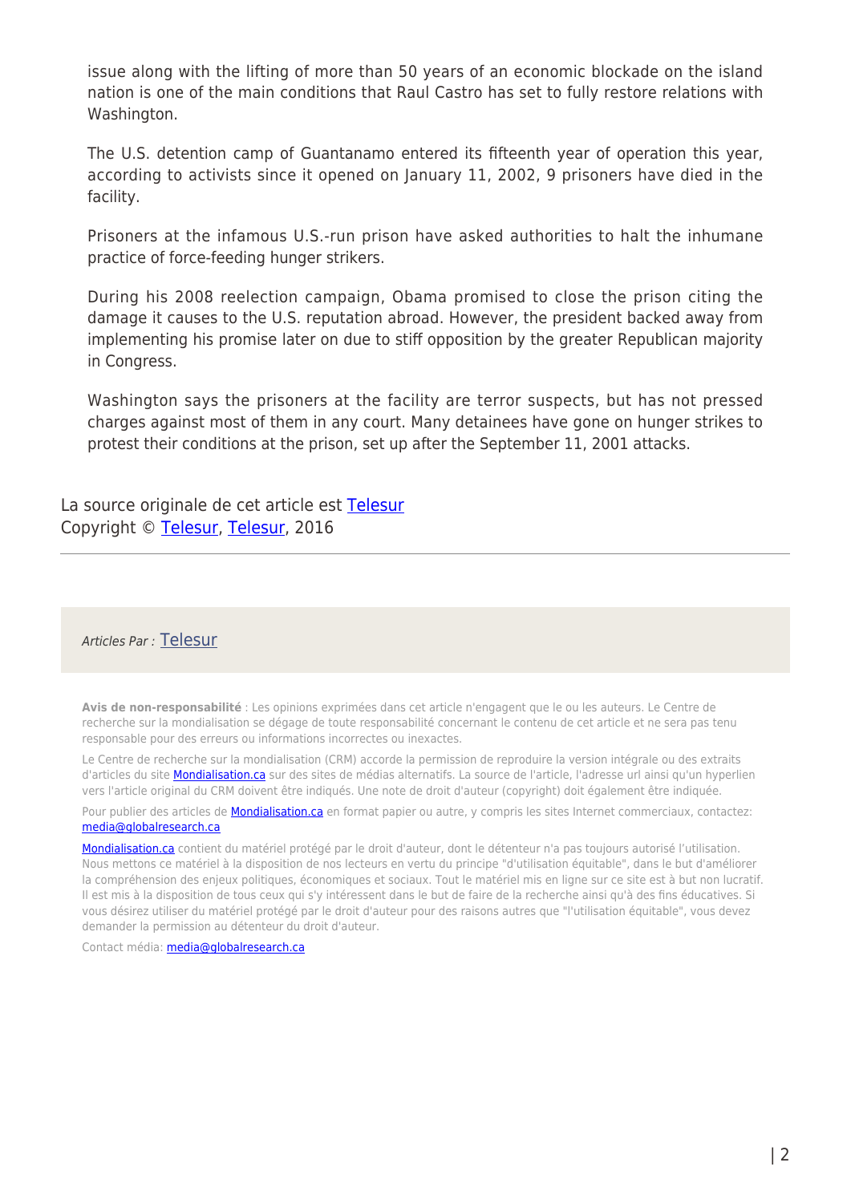issue along with the lifting of more than 50 years of an economic blockade on the island nation is one of the main conditions that Raul Castro has set to fully restore relations with Washington.

The U.S. detention camp of Guantanamo entered its fifteenth year of operation this year, according to activists since it opened on January 11, 2002, 9 prisoners have died in the facility.

Prisoners at the infamous U.S.-run prison have asked authorities to halt the inhumane practice of force-feeding hunger strikers.

During his 2008 reelection campaign, Obama promised to close the prison citing the damage it causes to the U.S. reputation abroad. However, the president backed away from implementing his promise later on due to stiff opposition by the greater Republican majority in Congress.

Washington says the prisoners at the facility are terror suspects, but has not pressed charges against most of them in any court. Many detainees have gone on hunger strikes to protest their conditions at the prison, set up after the September 11, 2001 attacks.

La source originale de cet article est Telesur
Copyright © Telesur, Telesur, 2016

---

*Articles Par :* Telesur

**Avis de non-responsabilité** : Les opinions exprimées dans cet article n'engagent que le ou les auteurs. Le Centre de recherche sur la mondialisation se dégage de toute responsabilité concernant le contenu de cet article et ne sera pas tenu responsable pour des erreurs ou informations incorrectes ou inexactes.

Le Centre de recherche sur la mondialisation (CRM) accorde la permission de reproduire la version intégrale ou des extraits d'articles du site Mondialisation.ca sur des sites de médias alternatifs. La source de l'article, l'adresse url ainsi qu'un hyperlien vers l'article original du CRM doivent être indiqués. Une note de droit d'auteur (copyright) doit également être indiquée.

Pour publier des articles de Mondialisation.ca en format papier ou autre, y compris les sites Internet commerciaux, contactez: media@globalresearch.ca

Mondialisation.ca contient du matériel protégé par le droit d'auteur, dont le détenteur n'a pas toujours autorisé l'utilisation. Nous mettons ce matériel à la disposition de nos lecteurs en vertu du principe "d'utilisation équitable", dans le but d'améliorer la compréhension des enjeux politiques, économiques et sociaux. Tout le matériel mis en ligne sur ce site est à but non lucratif. Il est mis à la disposition de tous ceux qui s'y intéressent dans le but de faire de la recherche ainsi qu'à des fins éducatives. Si vous désirez utiliser du matériel protégé par le droit d'auteur pour des raisons autres que "l'utilisation équitable", vous devez demander la permission au détenteur du droit d'auteur.

Contact média: media@globalresearch.ca